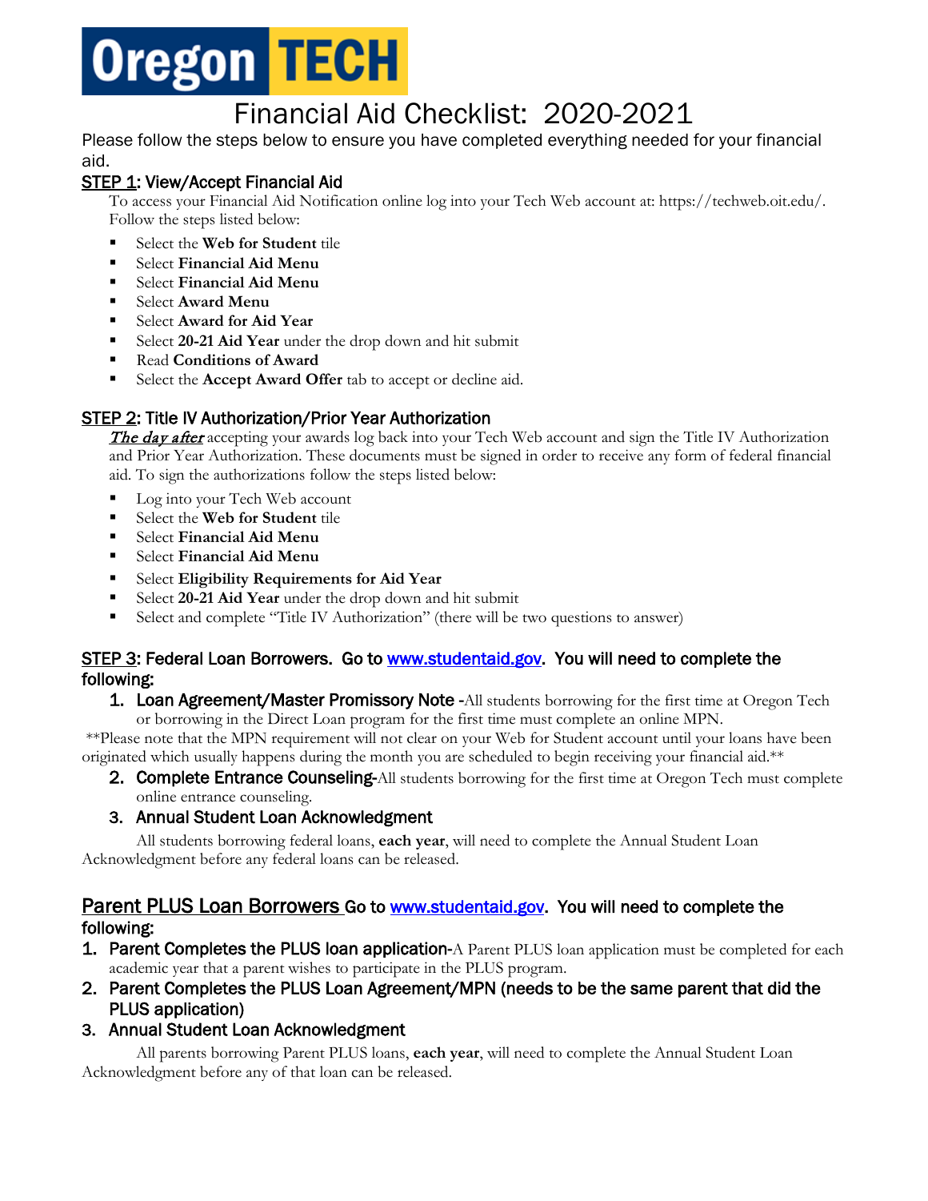# Oregon TECH

# Financial Aid Checklist: 2020-2021

Please follow the steps below to ensure you have completed everything needed for your financial aid.

## STEP 1: View/Accept Financial Aid

To access your Financial Aid Notification online log into your Tech Web account at: https://techweb.oit.edu/. Follow the steps listed below:

- Select the **Web for Student** tile
- Select **Financial Aid Menu**
- Select **Financial Aid Menu**
- Select **Award Menu**
- Select **Award for Aid Year**
- Select **20-21 Aid Year** under the drop down and hit submit
- Read **Conditions of Award**
- Select the **Accept Award Offer** tab to accept or decline aid.

## STEP 2: Title IV Authorization/Prior Year Authorization

***The day after*** accepting your awards log back into your Tech Web account and sign the Title IV Authorization and Prior Year Authorization. These documents must be signed in order to receive any form of federal financial aid. To sign the authorizations follow the steps listed below:

- Log into your Tech Web account
- Select the **Web for Student** tile
- Select **Financial Aid Menu**
- Select **Financial Aid Menu**
- Select **Eligibility Requirements for Aid Year**
- Select **20-21 Aid Year** under the drop down and hit submit
- Select and complete "Title IV Authorization" (there will be two questions to answer)

## STEP 3: Federal Loan Borrowers. Go to www.studentaid.gov. You will need to complete the following:

1. **Loan Agreement/Master Promissory Note -** All students borrowing for the first time at Oregon Tech or borrowing in the Direct Loan program for the first time must complete an online MPN.

**Please note that the MPN requirement will not clear on your Web for Student account until your loans have been originated which usually happens during the month you are scheduled to begin receiving your financial aid.**

2. **Complete Entrance Counseling-** All students borrowing for the first time at Oregon Tech must complete online entrance counseling.
3. **Annual Student Loan Acknowledgment**

All students borrowing federal loans, **each year**, will need to complete the Annual Student Loan Acknowledgment before any federal loans can be released.

## Parent PLUS Loan Borrowers Go to www.studentaid.gov. You will need to complete the following:

1. **Parent Completes the PLUS loan application-** A Parent PLUS loan application must be completed for each academic year that a parent wishes to participate in the PLUS program.
2. **Parent Completes the PLUS Loan Agreement/MPN (needs to be the same parent that did the PLUS application)**
3. **Annual Student Loan Acknowledgment**

All parents borrowing Parent PLUS loans, **each year**, will need to complete the Annual Student Loan Acknowledgment before any of that loan can be released.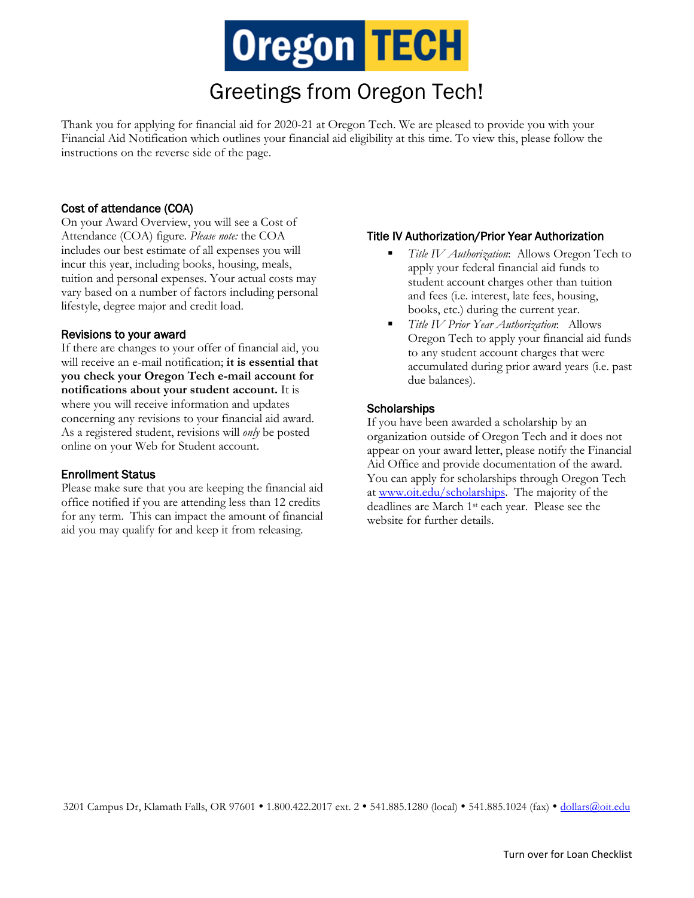# Oregon TECH

## Greetings from Oregon Tech!

Thank you for applying for financial aid for 2020-21 at Oregon Tech. We are pleased to provide you with your Financial Aid Notification which outlines your financial aid eligibility at this time. To view this, please follow the instructions on the reverse side of the page.

### Cost of attendance (COA)

On your Award Overview, you will see a Cost of Attendance (COA) figure. *Please note:* the COA includes our best estimate of all expenses you will incur this year, including books, housing, meals, tuition and personal expenses. Your actual costs may vary based on a number of factors including personal lifestyle, degree major and credit load.

### Revisions to your award

If there are changes to your offer of financial aid, you will receive an e-mail notification; **it is essential that you check your Oregon Tech e-mail account for notifications about your student account.** It is where you will receive information and updates concerning any revisions to your financial aid award. As a registered student, revisions will *only* be posted online on your Web for Student account.

### Enrollment Status

Please make sure that you are keeping the financial aid office notified if you are attending less than 12 credits for any term. This can impact the amount of financial aid you may qualify for and keep it from releasing.

### Title IV Authorization/Prior Year Authorization

- *Title IV Authorization*: Allows Oregon Tech to apply your federal financial aid funds to student account charges other than tuition and fees (i.e. interest, late fees, housing, books, etc.) during the current year.
- *Title IV Prior Year Authorization*: Allows Oregon Tech to apply your financial aid funds to any student account charges that were accumulated during prior award years (i.e. past due balances).

### Scholarships

If you have been awarded a scholarship by an organization outside of Oregon Tech and it does not appear on your award letter, please notify the Financial Aid Office and provide documentation of the award. You can apply for scholarships through Oregon Tech at www.oit.edu/scholarships. The majority of the deadlines are March 1st each year. Please see the website for further details.

3201 Campus Dr, Klamath Falls, OR 97601 • 1.800.422.2017 ext. 2 • 541.885.1280 (local) • 541.885.1024 (fax) • dollars@oit.edu

Turn over for Loan Checklist